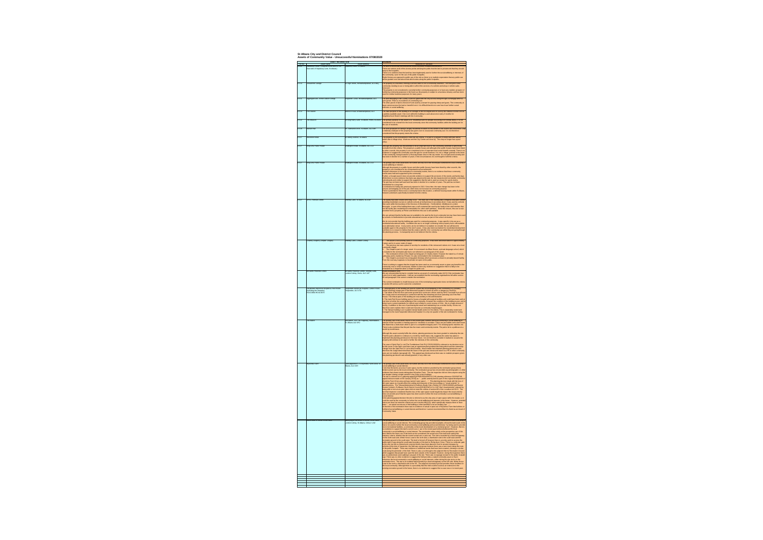**St Albans City and District Council**

**Assets of Community Value - Unsuccessful Nominations 07/08/2020**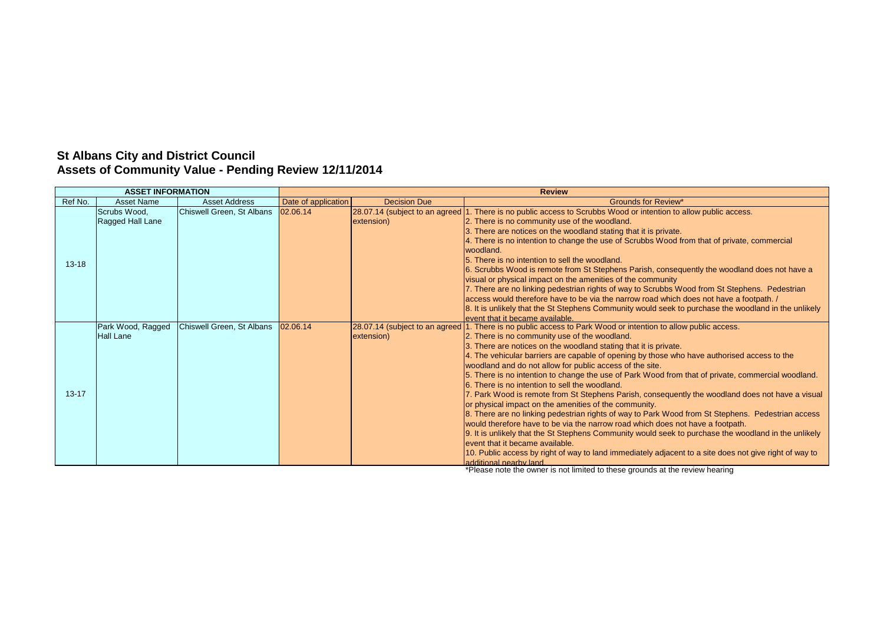## St Albans City and District Council
## Assets of Community Value - Pending Review 12/11/2014

| ASSET INFORMATION | | | Review | | |
|---|---|---|---|---|---|
| Ref No. | Asset Name | Asset Address | Date of application | Decision Due | Grounds for Review* |
| 13-18 | Scrubs Wood, Ragged Hall Lane | Chiswell Green, St Albans | 02.06.14 | 28.07.14 (subject to an agreed extension) | 1. There is no public access to Scrubbs Wood or intention to allow public access.<br>2. There is no community use of the woodland.<br>3. There are notices on the woodland stating that it is private.<br>4. There is no intention to change the use of Scrubbs Wood from that of private, commercial woodland.<br>5. There is no intention to sell the woodland.<br>6. Scrubbs Wood is remote from St Stephens Parish, consequently the woodland does not have a visual or physical impact on the amenities of the community<br>7. There are no linking pedestrian rights of way to Scrubbs Wood from St Stephens. Pedestrian access would therefore have to be via the narrow road which does not have a footpath. /<br>8. It is unlikely that the St Stephens Community would seek to purchase the woodland in the unlikely event that it became available. |
| 13-17 | Park Wood, Ragged Hall Lane | Chiswell Green, St Albans | 02.06.14 | 28.07.14 (subject to an agreed extension) | 1. There is no public access to Park Wood or intention to allow public access.<br>2. There is no community use of the woodland.<br>3. There are notices on the woodland stating that it is private.<br>4. The vehicular barriers are capable of opening by those who have authorised access to the woodland and do not allow for public access of the site.<br>5. There is no intention to change the use of Park Wood from that of private, commercial woodland.<br>6. There is no intention to sell the woodland.<br>7. Park Wood is remote from St Stephens Parish, consequently the woodland does not have a visual or physical impact on the amenities of the community.<br>8. There are no linking pedestrian rights of way to Park Wood from St Stephens. Pedestrian access would therefore have to be via the narrow road which does not have a footpath.<br>9. It is unlikely that the St Stephens Community would seek to purchase the woodland in the unlikely event that it became available.<br>10. Public access by right of way to land immediately adjacent to a site does not give right of way to additional nearby land. |

*Please note the owner is not limited to these grounds at the review hearing